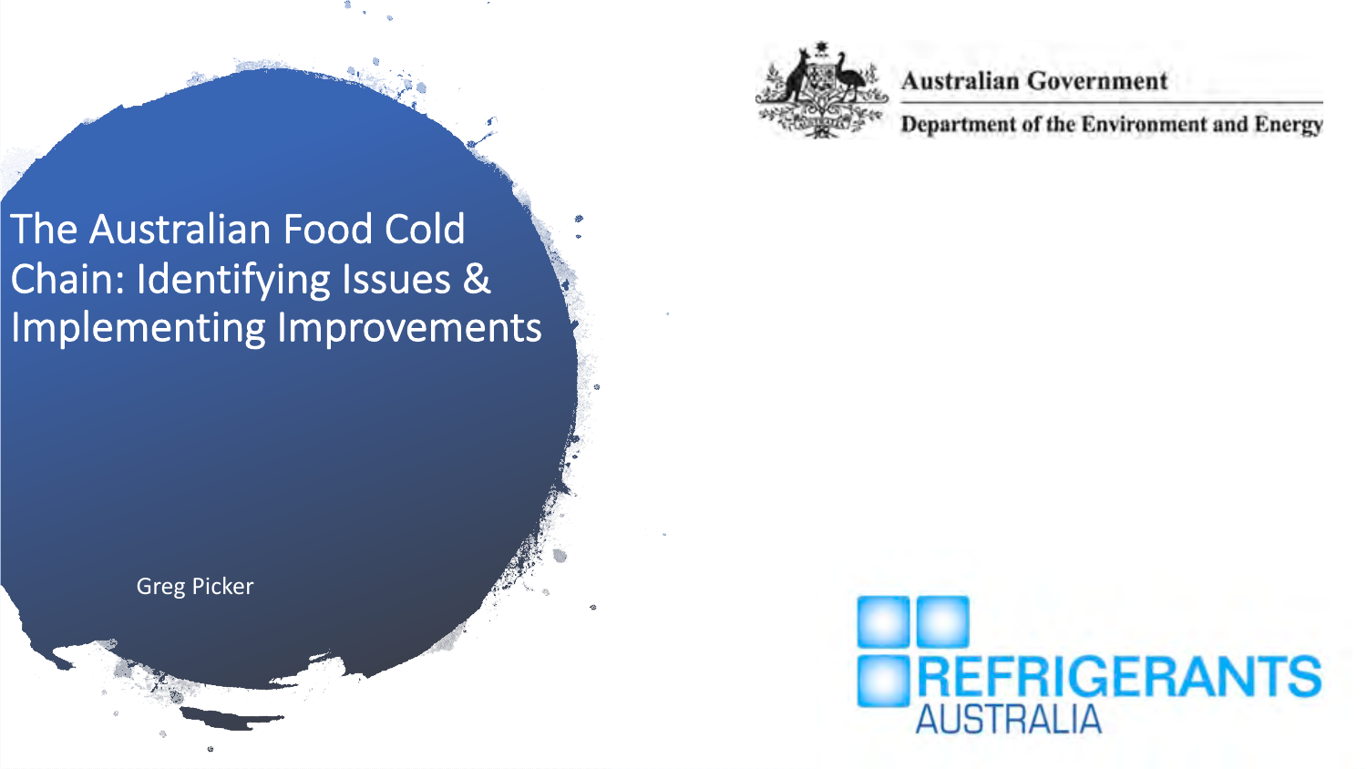# The Australian Food Cold Chain: Identifying Issues & Implementing Improvements

Greg Picker

Australian Government

Department of the Environment and Energy

REFRIGERANTS AUSTRALIA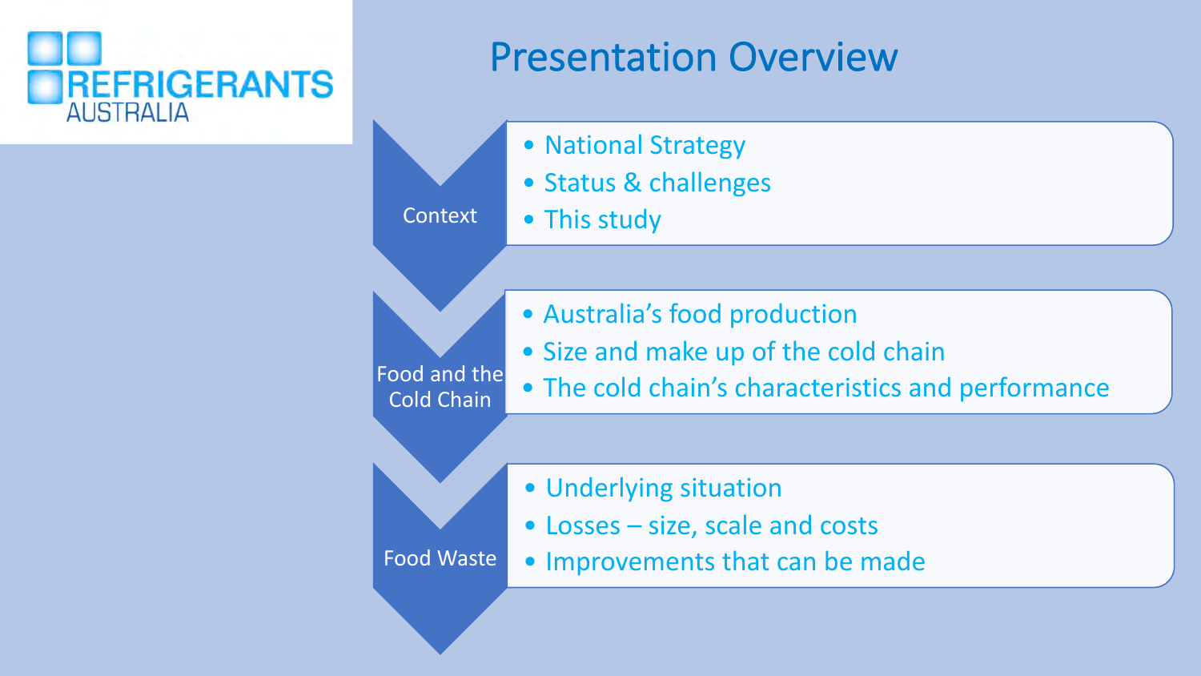# Presentation Overview

## Context

- National Strategy
- Status & challenges
- This study

## Food and the Cold Chain

- Australia's food production
- Size and make up of the cold chain
- The cold chain's characteristics and performance

## Food Waste

- Underlying situation
- Losses – size, scale and costs
- Improvements that can be made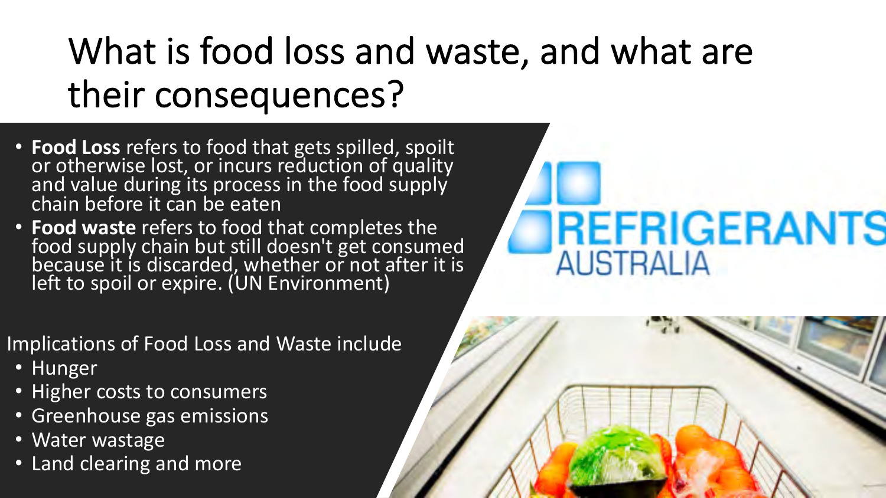# What is food loss and waste, and what are their consequences?

- **Food Loss** refers to food that gets spilled, spoilt or otherwise lost, or incurs reduction of quality and value during its process in the food supply chain before it can be eaten
- **Food waste** refers to food that completes the food supply chain but still doesn't get consumed because it is discarded, whether or not after it is left to spoil or expire. (UN Environment)

Implications of Food Loss and Waste include

- Hunger
- Higher costs to consumers
- Greenhouse gas emissions
- Water wastage
- Land clearing and more

REFRIGERANTS AUSTRALIA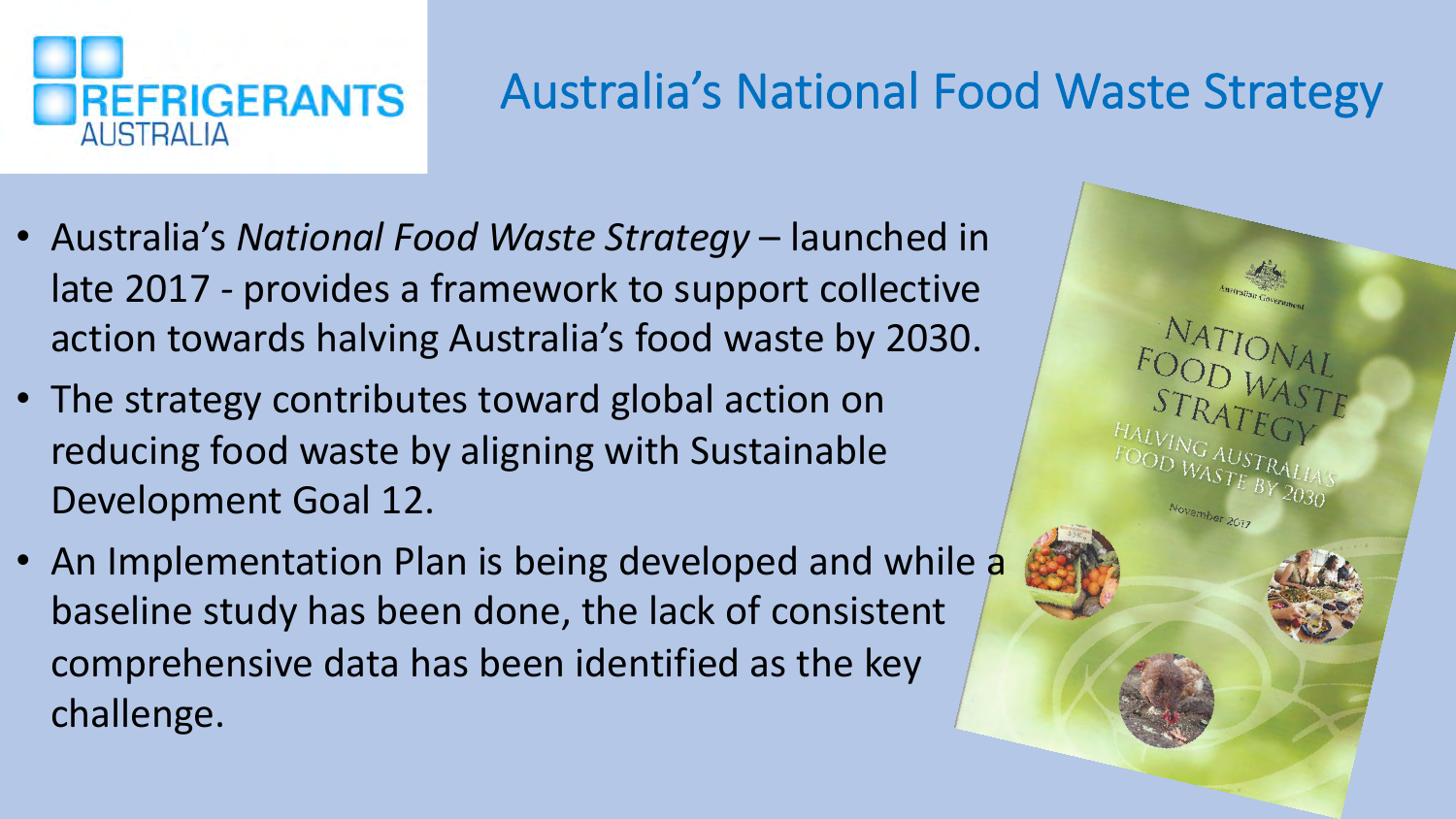# Australia's National Food Waste Strategy

- Australia's *National Food Waste Strategy* – launched in late 2017 - provides a framework to support collective action towards halving Australia's food waste by 2030.
- The strategy contributes toward global action on reducing food waste by aligning with Sustainable Development Goal 12.
- An Implementation Plan is being developed and while a baseline study has been done, the lack of consistent comprehensive data has been identified as the key challenge.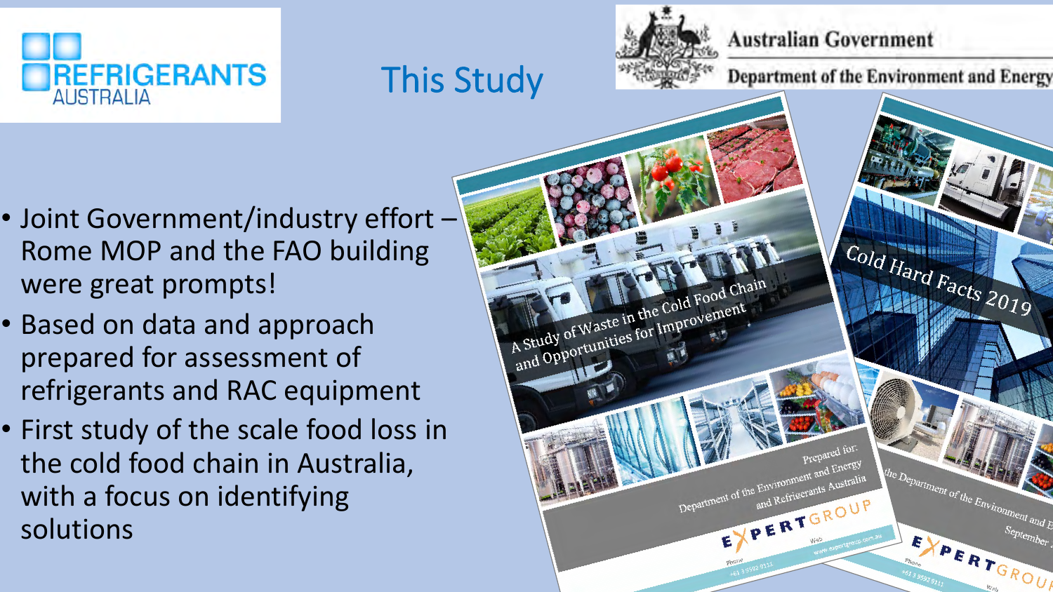# This Study

- Joint Government/industry effort – Rome MOP and the FAO building were great prompts!
- Based on data and approach prepared for assessment of refrigerants and RAC equipment
- First study of the scale food loss in the cold food chain in Australia, with a focus on identifying solutions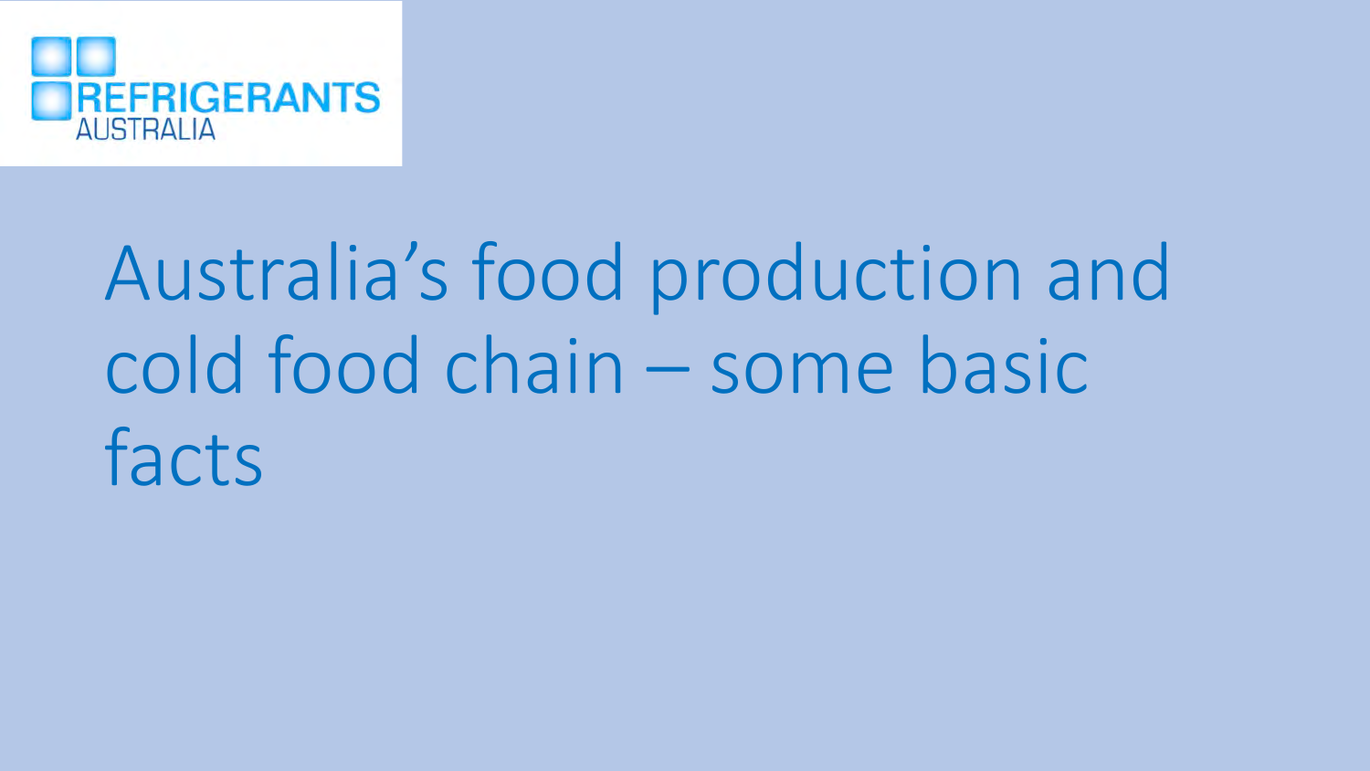REFRIGERANTS AUSTRALIA

# Australia’s food production and cold food chain – some basic facts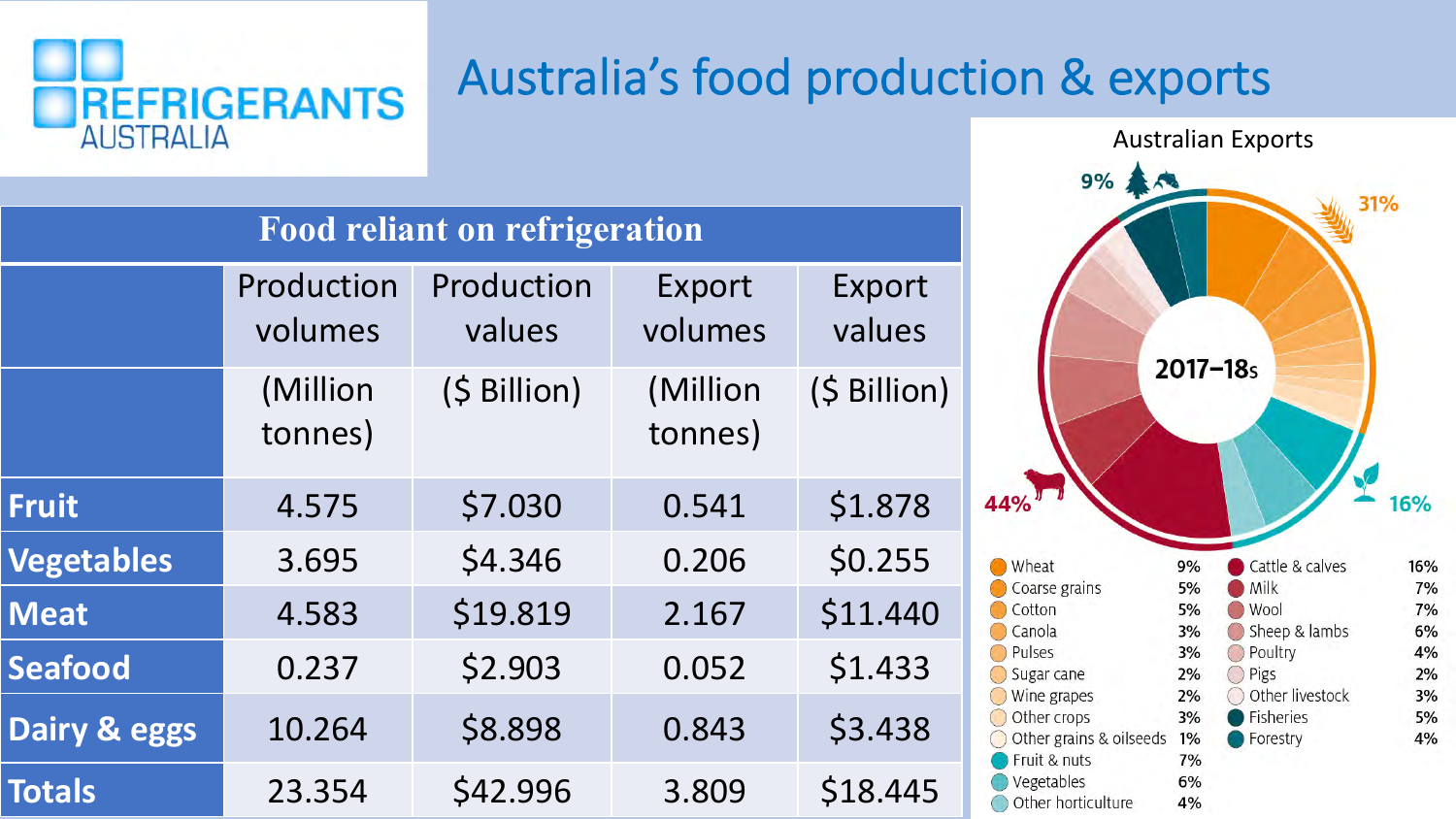# Australia's food production & exports

REFRIGERANTS AUSTRALIA

| Food reliant on refrigeration | | | | |
|---|---|---|---|---|
| | Production volumes | Production values | Export volumes | Export values |
| | (Million tonnes) | ($ Billion) | (Million tonnes) | ($ Billion) |
| **Fruit** | 4.575 | $7.030 | 0.541 | $1.878 |
| **Vegetables** | 3.695 | $4.346 | 0.206 | $0.255 |
| **Meat** | 4.583 | $19.819 | 2.167 | $11.440 |
| **Seafood** | 0.237 | $2.903 | 0.052 | $1.433 |
| **Dairy & eggs** | 10.264 | $8.898 | 0.843 | $3.438 |
| **Totals** | 23.354 | $42.996 | 3.809 | $18.445 |

Australian Exports

2017–18s

31%
16%
44%
9%

Wheat 9%
Coarse grains 5%
Cotton 5%
Canola 3%
Pulses 3%
Sugar cane 2%
Wine grapes 2%
Other crops 3%
Other grains & oilseeds 1%
Fruit & nuts 7%
Vegetables 6%
Other horticulture 4%
Cattle & calves 16%
Milk 7%
Wool 7%
Sheep & lambs 6%
Poultry 4%
Pigs 2%
Other livestock 3%
Fisheries 5%
Forestry 4%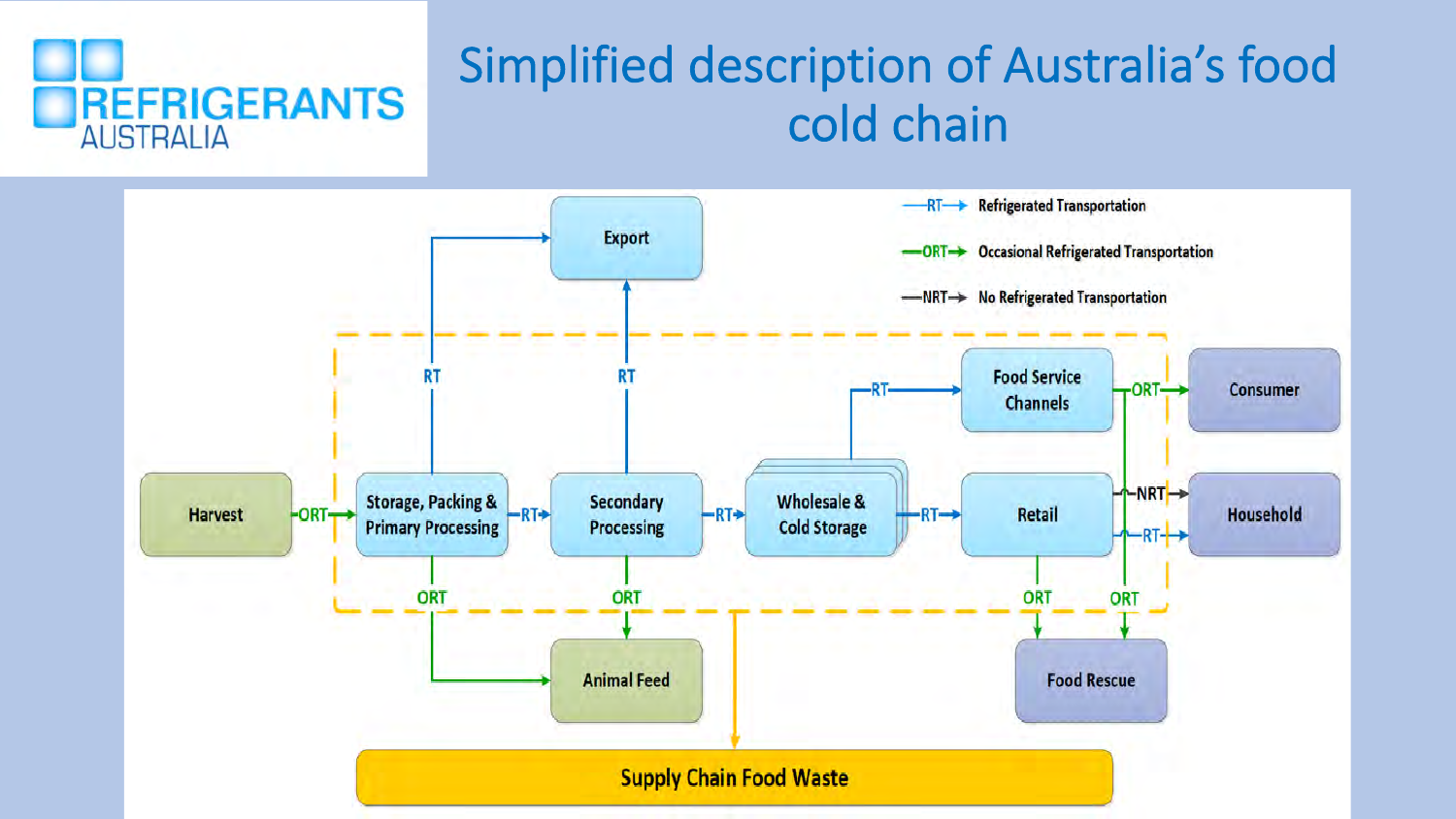# Simplified description of Australia's food cold chain

REFRIGERANTS AUSTRALIA

—RT→ Refrigerated Transportation

—ORT→ Occasional Refrigerated Transportation

—NRT→ No Refrigerated Transportation

Export

RT

RT

RT

Food Service Channels

ORT

Consumer

Harvest

ORT

Storage, Packing & Primary Processing

RT

Secondary Processing

RT

Wholesale & Cold Storage

RT

Retail

NRT

RT

Household

ORT

ORT

ORT

ORT

Animal Feed

Food Rescue

Supply Chain Food Waste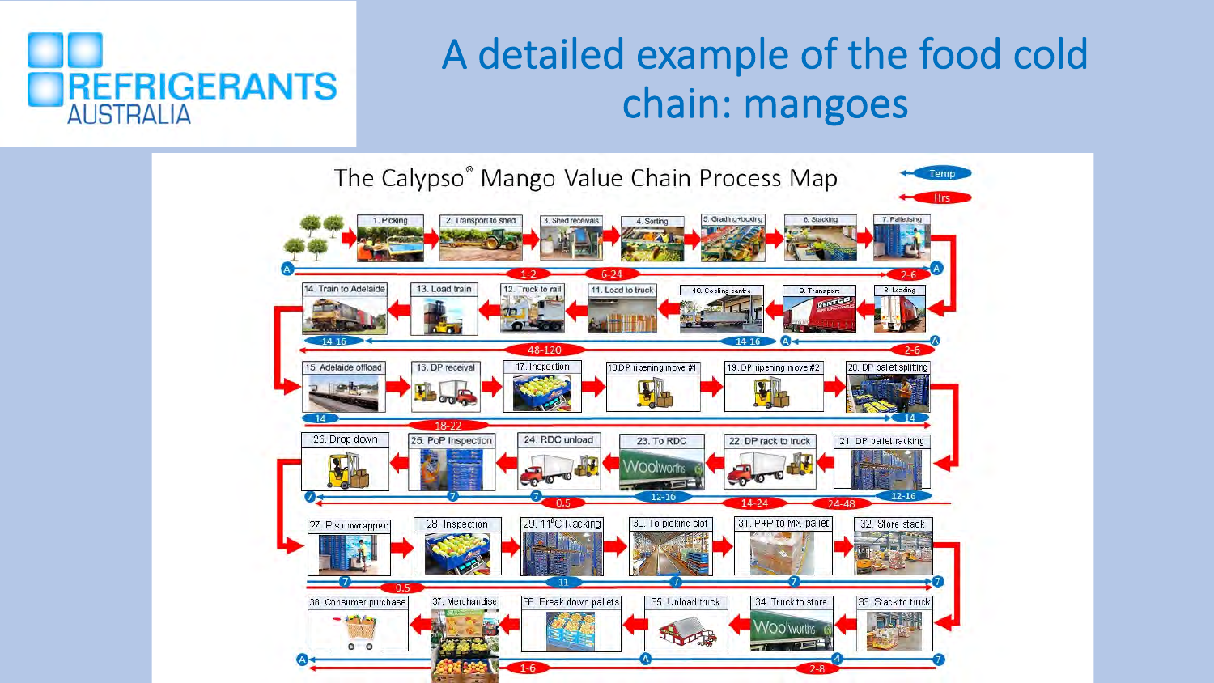# A detailed example of the food cold chain: mangoes

The Calypso® Mango Value Chain Process Map

Temp

Hrs

1. Picking
2. Transport to shed
3. Shed receivals
4. Sorting
5. Grading+boxing
6. Stacking
7. Palletising

A
1-2
6-24
2-6
A

8. Loading
9. Transport
10. Cooling centre
11. Load to truck
12. Truck to rail
13. Load train
14. Train to Adelaide

14-16
48-120
14-16
A
2-6
A

15. Adelaide offload
16. DP receival
17. Inspection
18 DP ripening move #1
19. DP ripening move #2
20. DP pallet splitting

14
18-22
14

21. DP pallet racking
22. DP rack to truck
23. To RDC
24. RDC unload
25. PoP Inspection
26. Drop down

7
7
7
0.5
12-16
14-24
24-48
12-16

27. P's unwrapped
28. Inspection
29. 11°C Racking
30. To picking slot
31. P+P to MX pallet
32. Store stack

7
0.5
11
7
7
7

33. Stack to truck
34. Truck to store
35. Unload truck
36. Break down pallets
37. Merchandise
38. Consumer purchase

A
1-6
A
4
2-8
7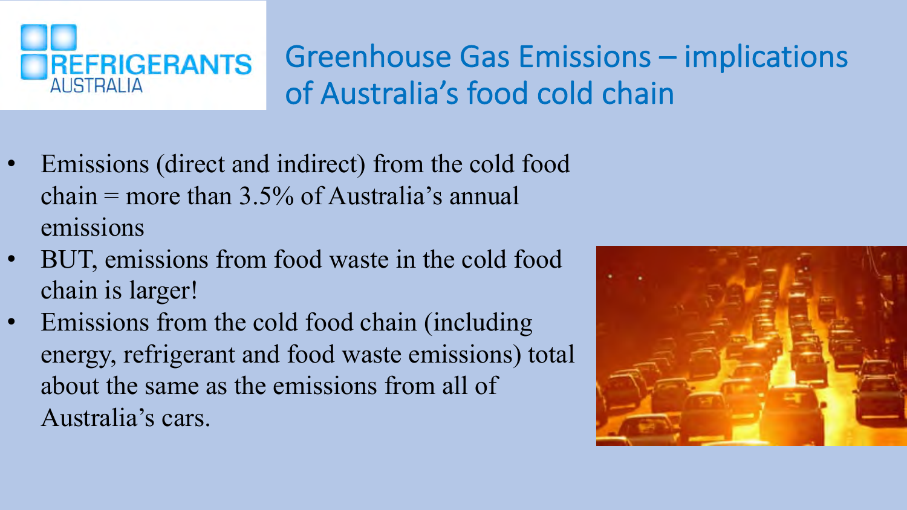REFRIGERANTS AUSTRALIA

# Greenhouse Gas Emissions – implications of Australia's food cold chain

- Emissions (direct and indirect) from the cold food chain = more than 3.5% of Australia's annual emissions
- BUT, emissions from food waste in the cold food chain is larger!
- Emissions from the cold food chain (including energy, refrigerant and food waste emissions) total about the same as the emissions from all of Australia's cars.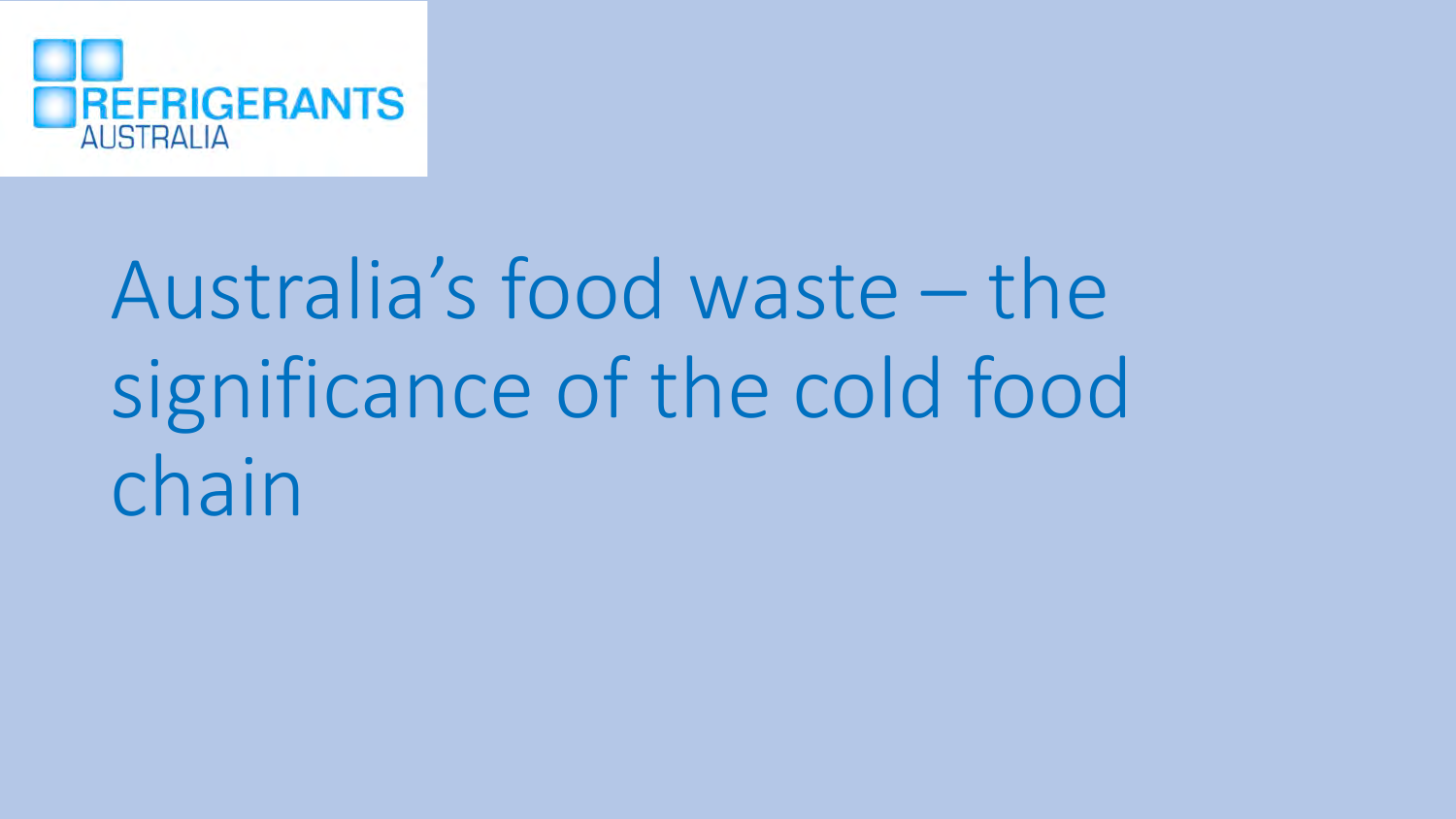REFRIGERANTS AUSTRALIA

# Australia's food waste – the significance of the cold food chain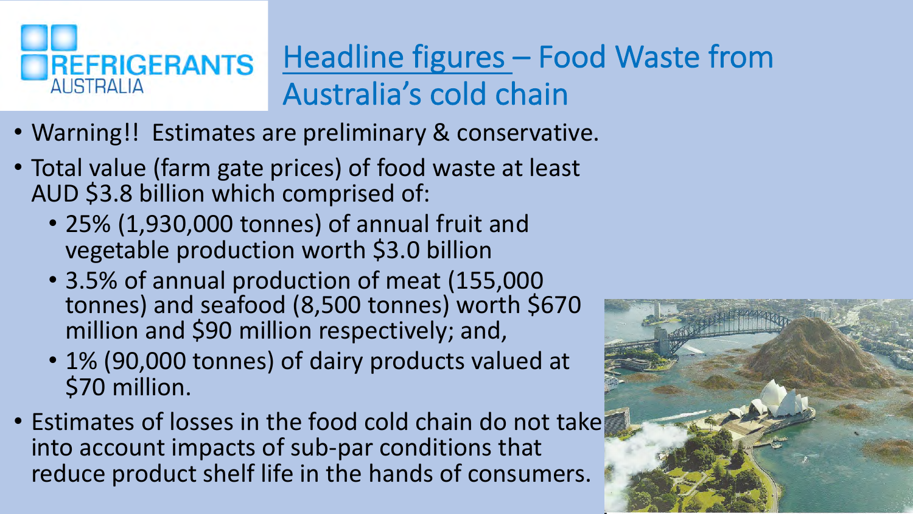REFRIGERANTS AUSTRALIA

# Headline figures – Food Waste from Australia's cold chain

- Warning!! Estimates are preliminary & conservative.
- Total value (farm gate prices) of food waste at least AUD $3.8 billion which comprised of:
  - 25% (1,930,000 tonnes) of annual fruit and vegetable production worth $3.0 billion
  - 3.5% of annual production of meat (155,000 tonnes) and seafood (8,500 tonnes) worth $670 million and $90 million respectively; and,
  - 1% (90,000 tonnes) of dairy products valued at $70 million.
- Estimates of losses in the food cold chain do not take into account impacts of sub-par conditions that reduce product shelf life in the hands of consumers.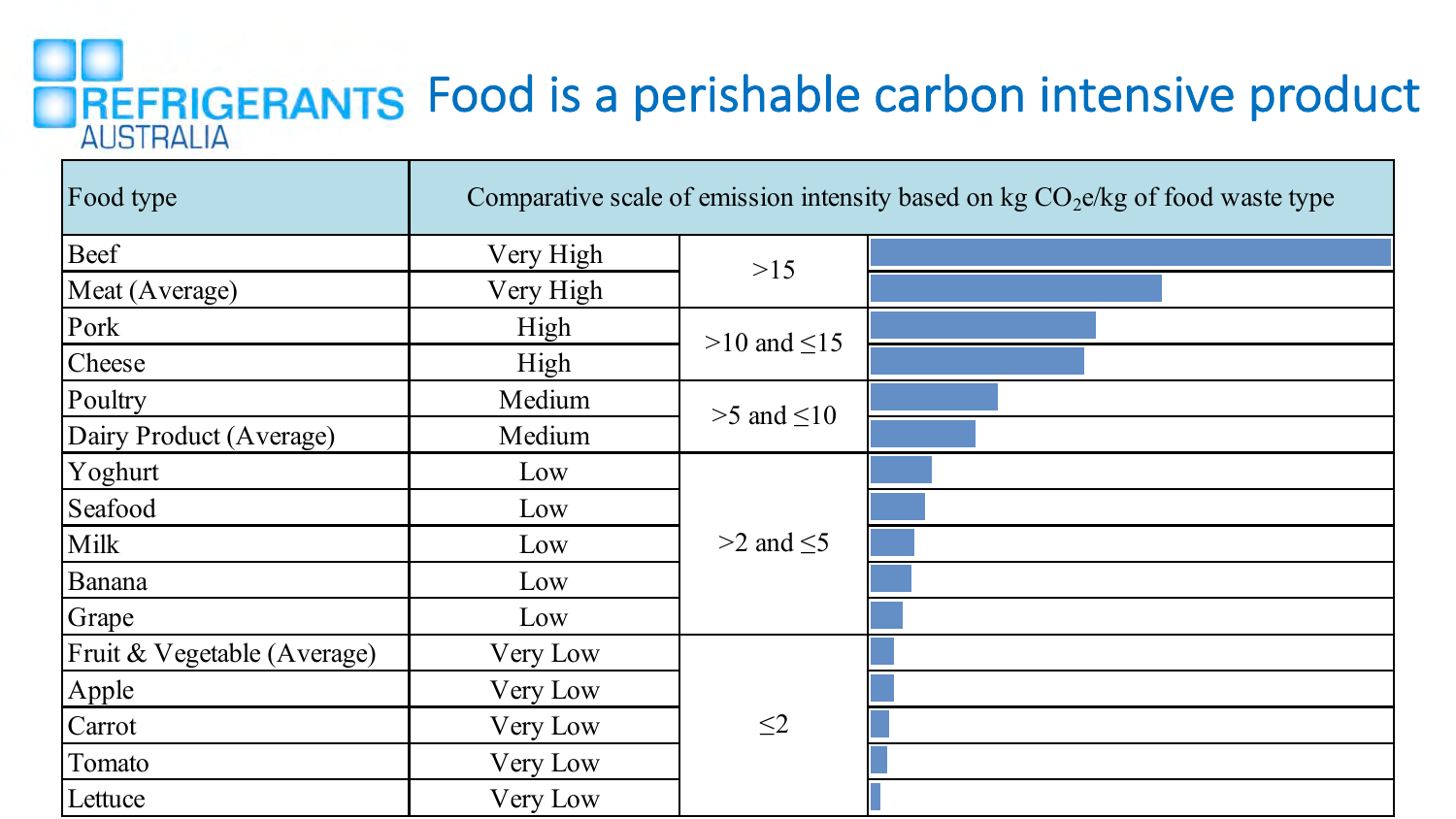# Food is a perishable carbon intensive product

| Food type | Comparative scale of emission intensity based on kg $CO_2$e/kg of food waste type | |
|---|---|---|
| Beef | Very High | >15 |
| Meat (Average) | Very High | |
| Pork | High | >10 and ≤15 |
| Cheese | High | |
| Poultry | Medium | >5 and ≤10 |
| Dairy Product (Average) | Medium | |
| Yoghurt | Low | >2 and ≤5 |
| Seafood | Low | |
| Milk | Low | |
| Banana | Low | |
| Grape | Low | |
| Fruit & Vegetable (Average) | Very Low | ≤2 |
| Apple | Very Low | |
| Carrot | Very Low | |
| Tomato | Very Low | |
| Lettuce | Very Low | |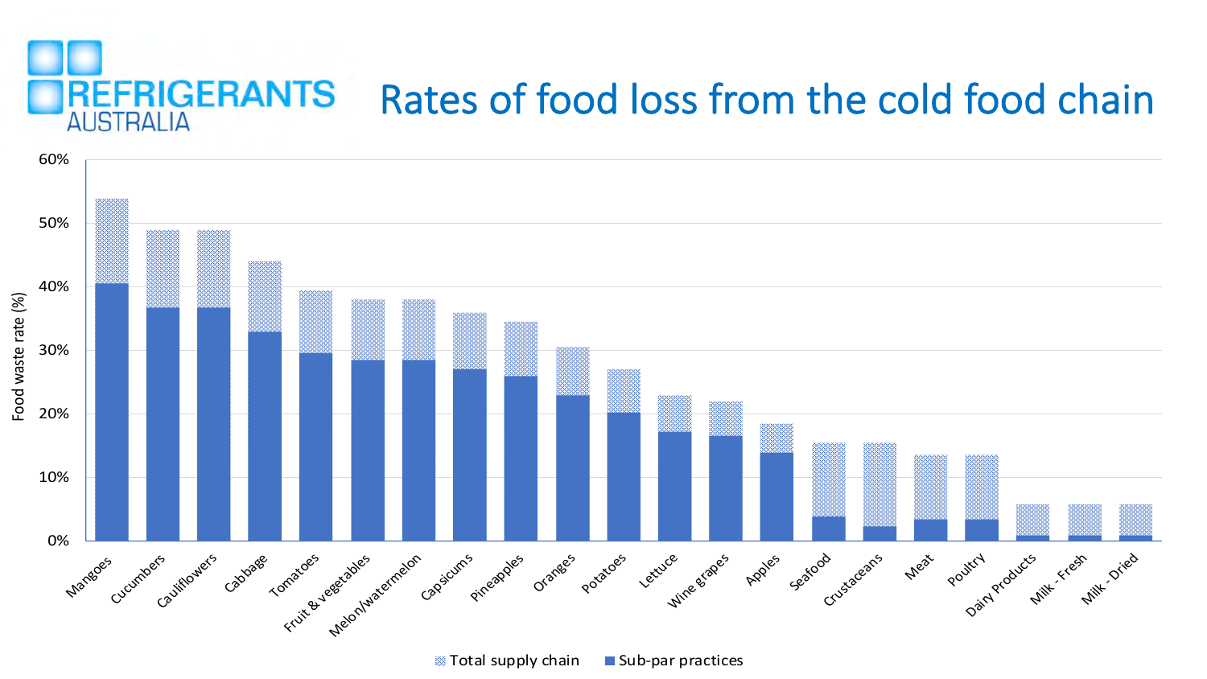REFRIGERANTS AUSTRALIA

# Rates of food loss from the cold food chain

Food waste rate (%)

60%
50%
40%
30%
20%
10%
0%

Mangoes
Cucumbers
Cauliflowers
Cabbage
Tomatoes
Fruit & vegetables
Melon/watermelon
Capsicums
Pineapples
Oranges
Potatoes
Lettuce
Wine grapes
Apples
Seafood
Crustaceans
Meat
Poultry
Dairy Products
Milk - Fresh
Milk - Dried

Total supply chain
Sub-par practices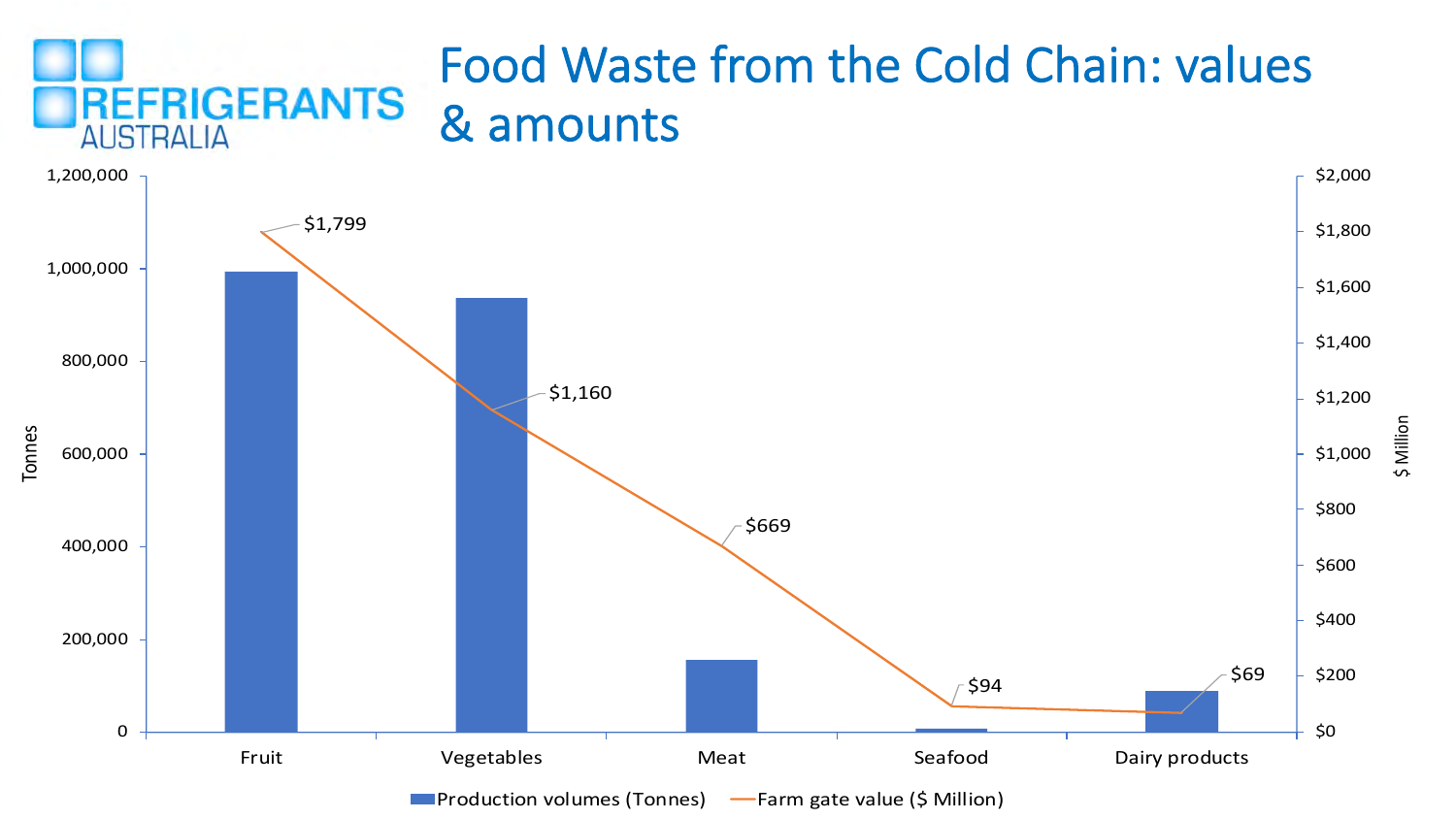# Food Waste from the Cold Chain: values & amounts

REFRIGERANTS AUSTRALIA

Tonnes

1,200,000
1,000,000
800,000
600,000
400,000
200,000
0

$ Million

$2,000
$1,800
$1,600
$1,400
$1,200
$1,000
$800
$600
$400
$200
$0

$1,799
$1,160
$669
$94
$69

Fruit
Vegetables
Meat
Seafood
Dairy products

Production volumes (Tonnes)
Farm gate value ($ Million)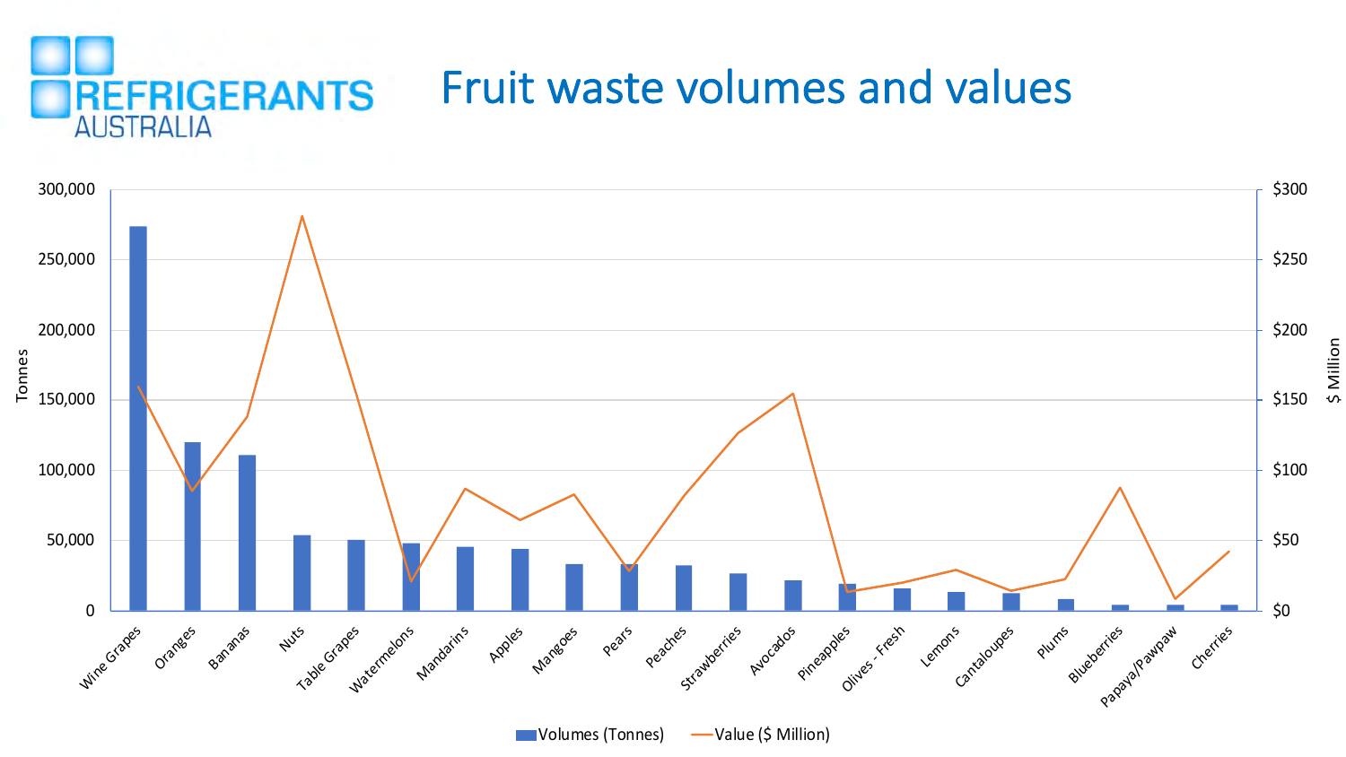REFRIGERANTS AUSTRALIA

# Fruit waste volumes and values

Tonnes

300,000
250,000
200,000
150,000
100,000
50,000
0

$ Million

$300
$250
$200
$150
$100
$50
$0

Wine Grapes
Oranges
Bananas
Nuts
Table Grapes
Watermelons
Mandarins
Apples
Mangoes
Pears
Peaches
Strawberries
Avocados
Pineapples
Olives - Fresh
Lemons
Cantaloupes
Plums
Blueberries
Papaya/Pawpaw
Cherries

Volumes (Tonnes)
Value ($ Million)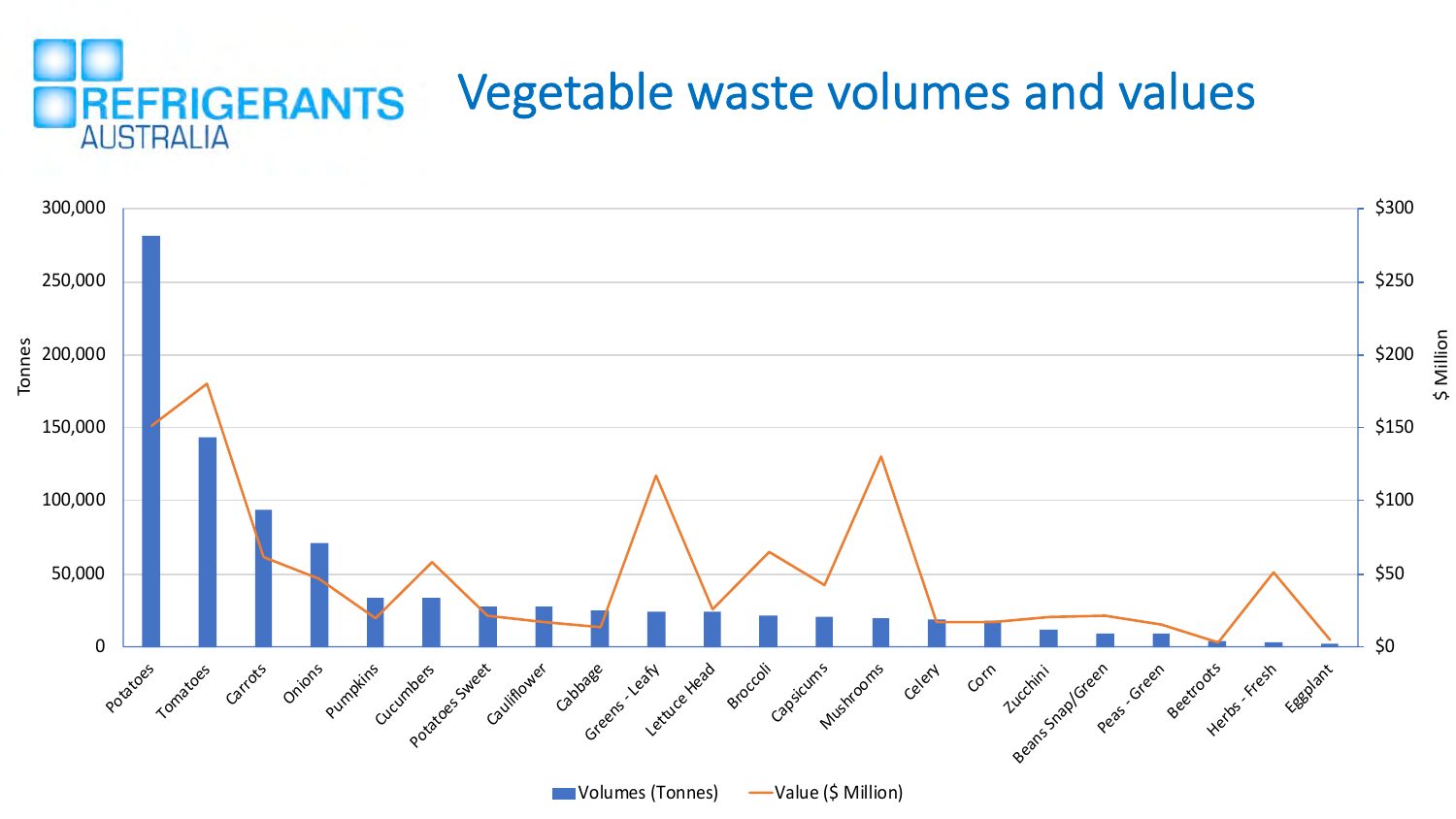REFRIGERANTS AUSTRALIA

# Vegetable waste volumes and values

Tonnes

300,000
250,000
200,000
150,000
100,000
50,000
0

$ Million

$300
$250
$200
$150
$100
$50
$0

Potatoes
Tomatoes
Carrots
Onions
Pumpkins
Cucumbers
Potatoes Sweet
Cauliflower
Cabbage
Greens - Leafy
Lettuce Head
Broccoli
Capsicums
Mushrooms
Celery
Corn
Zucchini
Beans Snap/Green
Peas - Green
Beetroots
Herbs - Fresh
Eggplant

Volumes (Tonnes)
Value ($ Million)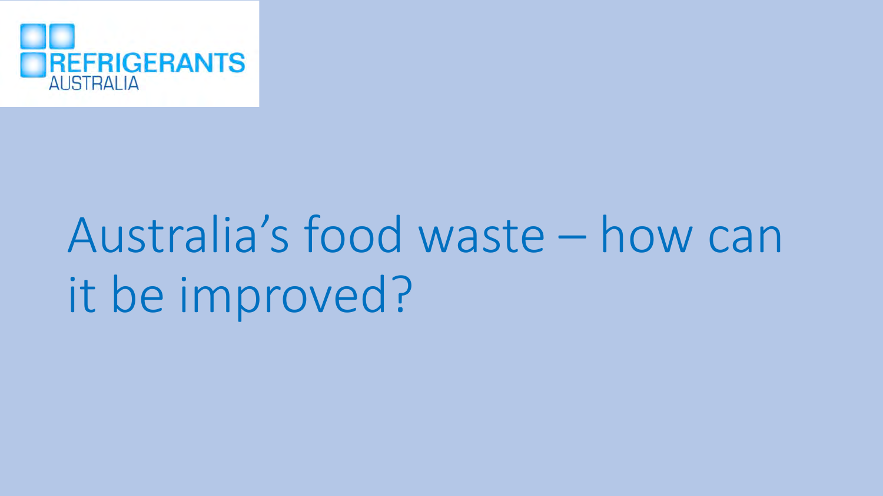REFRIGERANTS AUSTRALIA

# Australia's food waste – how can it be improved?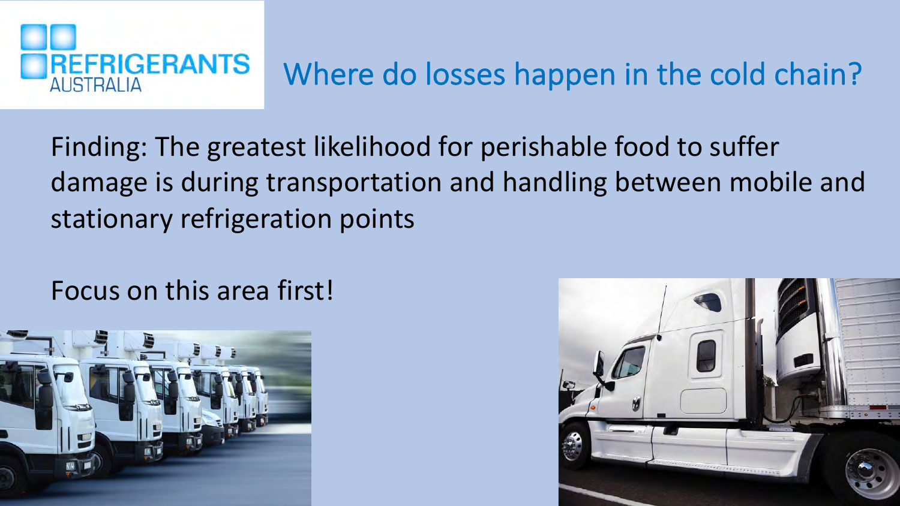# Where do losses happen in the cold chain?

Finding: The greatest likelihood for perishable food to suffer damage is during transportation and handling between mobile and stationary refrigeration points

Focus on this area first!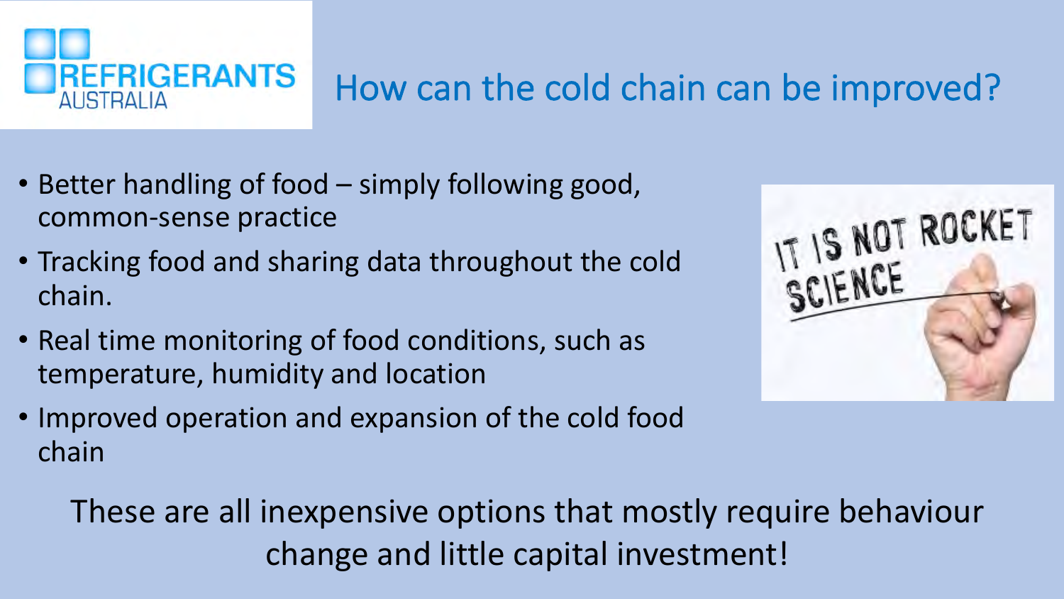# How can the cold chain can be improved?

- Better handling of food – simply following good, common-sense practice
- Tracking food and sharing data throughout the cold chain.
- Real time monitoring of food conditions, such as temperature, humidity and location
- Improved operation and expansion of the cold food chain

These are all inexpensive options that mostly require behaviour change and little capital investment!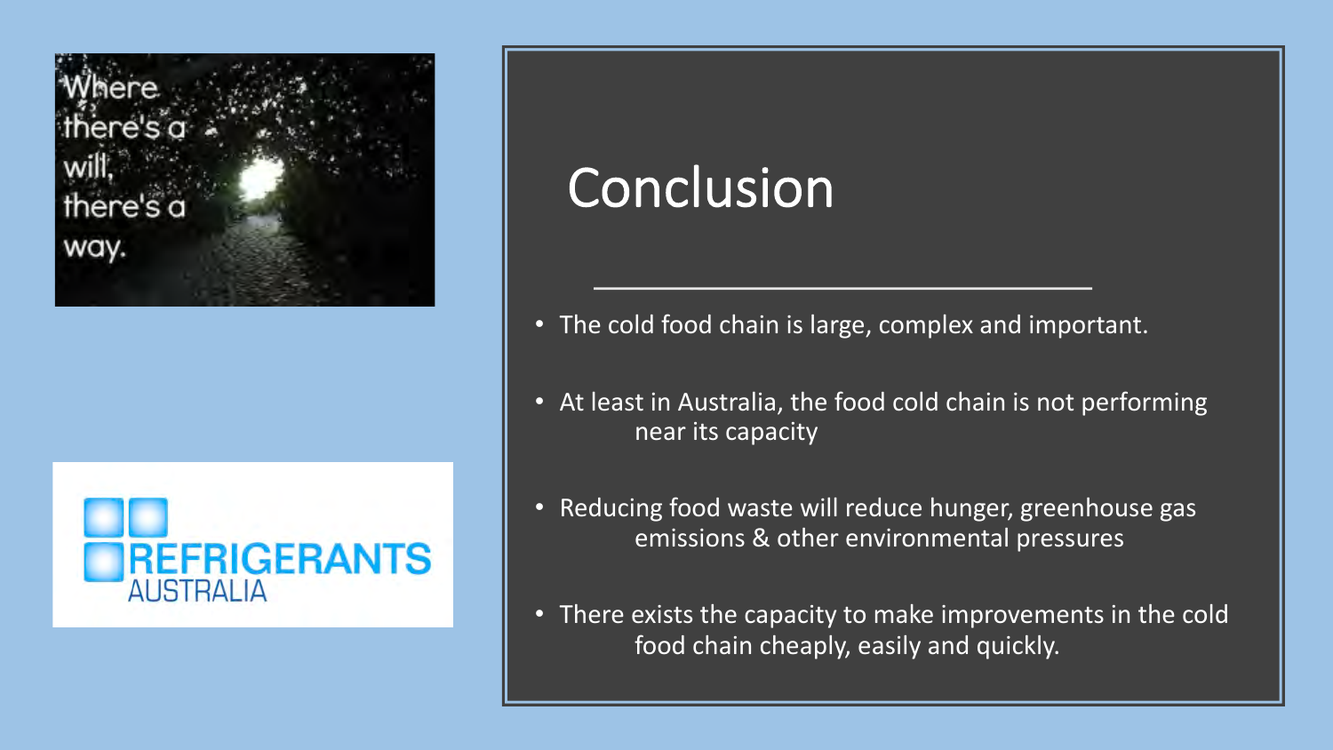# Conclusion

- The cold food chain is large, complex and important.
- At least in Australia, the food cold chain is not performing near its capacity
- Reducing food waste will reduce hunger, greenhouse gas emissions & other environmental pressures
- There exists the capacity to make improvements in the cold food chain cheaply, easily and quickly.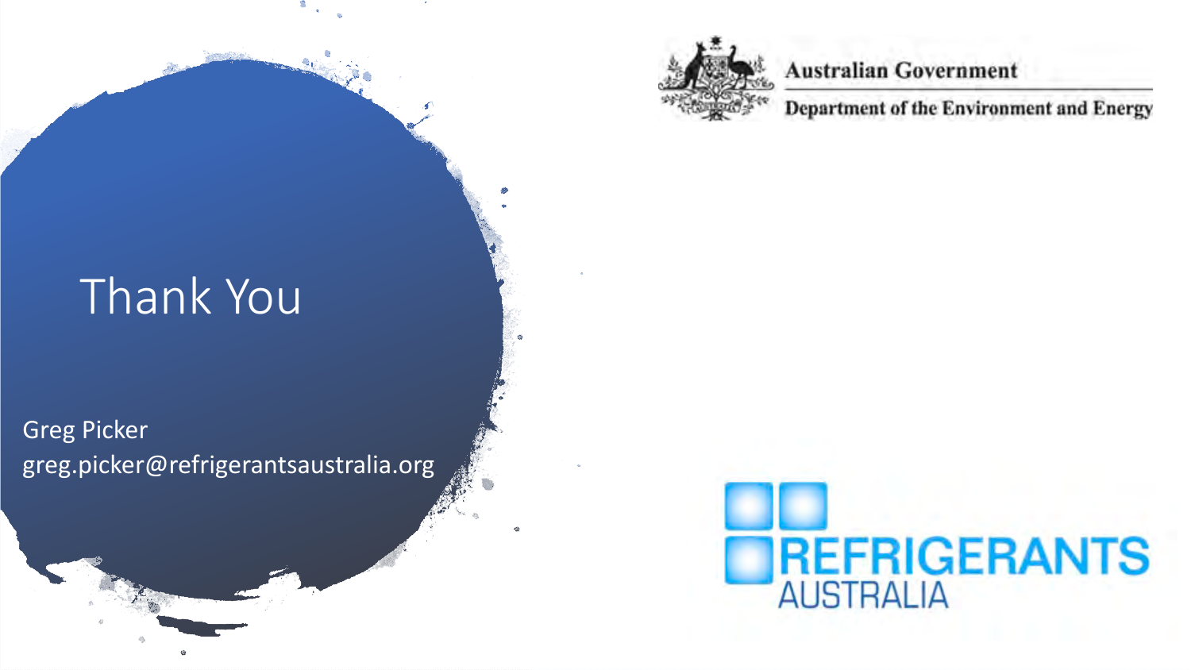# Thank You

Greg Picker
greg.picker@refrigerantsaustralia.org

Australian Government
Department of the Environment and Energy

REFRIGERANTS AUSTRALIA